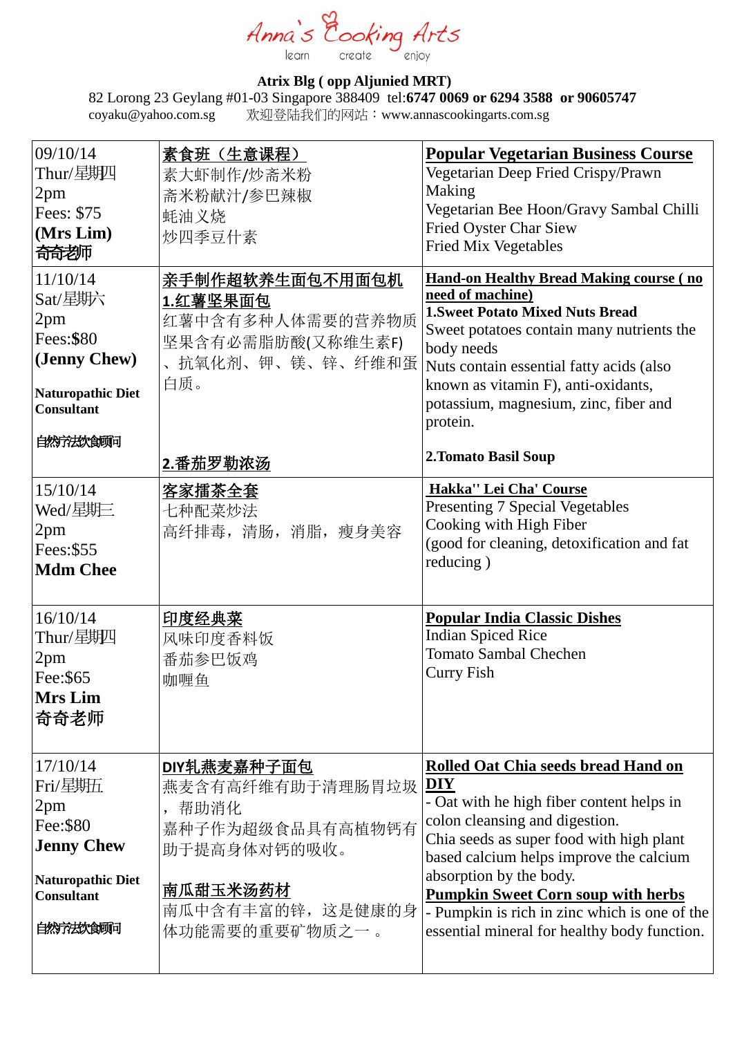# Anna's Cooking Arts

learn create enjoy

**Atrix Blg ( opp Aljunied MRT)**

82 Lorong 23 Geylang #01-03 Singapore 388409 tel:**6747 0069 or 6294 3588 or 90605747**

coyaku@yahoo.com.sg 欢迎登陆我们的网站：www.annascookingarts.com.sg

| | | |
|---|---|---|
| 09/10/14<br>Thur/星期四<br>2pm<br>Fees: $75<br>**(Mrs Lim)**<br>**奇奇老师** | **素食班（生意课程）**<br>素大虾制作/炒斋米粉<br>斋米粉献汁/参巴辣椒<br>蚝油义烧<br>炒四季豆什素 | **Popular Vegetarian Business Course**<br>Vegetarian Deep Fried Crispy/Prawn Making<br>Vegetarian Bee Hoon/Gravy Sambal Chilli<br>Fried Oyster Char Siew<br>Fried Mix Vegetables |
| 11/10/14<br>Sat/星期六<br>2pm<br>Fees:$80<br>**(Jenny Chew)**<br>**Naturopathic Diet Consultant**<br>**自然疗法饮食顾问** | **亲手制作超软养生面包不用面包机**<br>**1.红薯坚果面包**<br>红薯中含有多种人体需要的营养物质坚果含有必需脂肪酸(又称维生素F)、抗氧化剂、钾、镁、锌、纤维和蛋白质。<br>**2.番茄罗勒浓汤** | **Hand-on Healthy Bread Making course ( no need of machine)**<br>**1.Sweet Potato Mixed Nuts Bread**<br>Sweet potatoes contain many nutrients the body needs<br>Nuts contain essential fatty acids (also known as vitamin F), anti-oxidants, potassium, magnesium, zinc, fiber and protein.<br>**2.Tomato Basil Soup** |
| 15/10/14<br>Wed/星期三<br>2pm<br>Fees:$55<br>**Mdm Chee** | **客家擂茶全套**<br>七种配菜炒法<br>高纤排毒，清肠，消脂，瘦身美容 | **Hakka'' Lei Cha' Course**<br>Presenting 7 Special Vegetables Cooking with High Fiber<br>(good for cleaning, detoxification and fat reducing ) |
| 16/10/14<br>Thur/星期四<br>2pm<br>Fee:$65<br>**Mrs Lim**<br>**奇奇老师** | **印度经典菜**<br>风味印度香料饭<br>番茄参巴饭鸡<br>咖喱鱼 | **Popular India Classic Dishes**<br>Indian Spiced Rice<br>Tomato Sambal Chechen<br>Curry Fish |
| 17/10/14<br>Fri/星期五<br>2pm<br>Fee:$80<br>**Jenny Chew**<br>**Naturopathic Diet Consultant**<br>**自然疗法饮食顾问** | **DIY轧燕麦嘉种子面包**<br>燕麦含有高纤维有助于清理肠胃垃圾，帮助消化<br>嘉种子作为超级食品具有高植物钙有助于提高身体对钙的吸收。<br>**南瓜甜玉米汤药材**<br>南瓜中含有丰富的锌，这是健康的身体功能需要的重要矿物质之一 。 | **Rolled Oat Chia seeds bread Hand on DIY**<br>- Oat with he high fiber content helps in colon cleansing and digestion.<br>Chia seeds as super food with high plant based calcium helps improve the calcium absorption by the body.<br>**Pumpkin Sweet Corn soup with herbs**<br>- Pumpkin is rich in zinc which is one of the essential mineral for healthy body function. |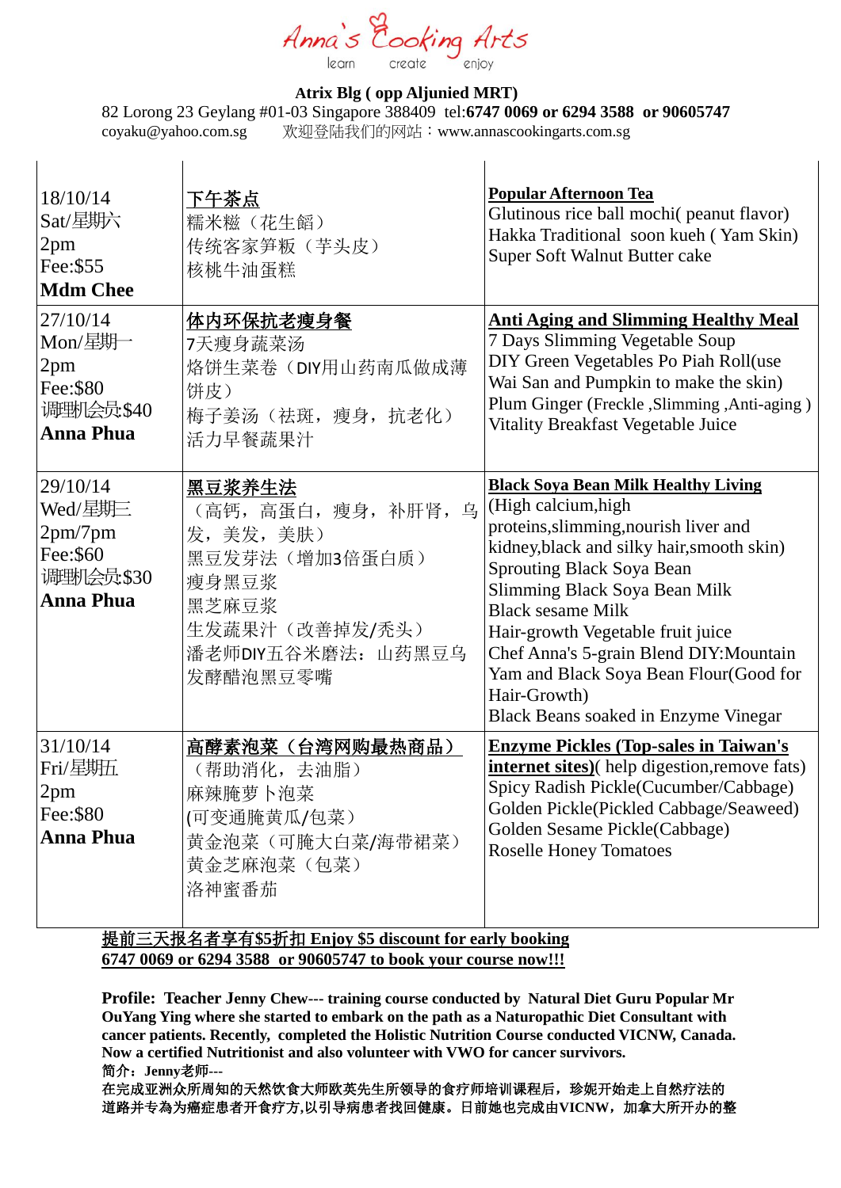# Anna's Cooking Arts

learn create enjoy

**Atrix Blg ( opp Aljunied MRT)**

82 Lorong 23 Geylang #01-03 Singapore 388409 tel:**6747 0069 or 6294 3588 or 90605747**

coyaku@yahoo.com.sg 欢迎登陆我们的网站：www.annascookingarts.com.sg

| | | |
|---|---|---|
| 18/10/14<br>Sat/星期六<br>2pm<br>Fee:$55<br>**Mdm Chee** | <u>下午茶点</u><br>糯米糍（花生餡）<br>传统客家笋粄（芋头皮）<br>核桃牛油蛋糕 | **<u>Popular Afternoon Tea</u>**<br>Glutinous rice ball mochi( peanut flavor)<br>Hakka Traditional soon kueh ( Yam Skin)<br>Super Soft Walnut Butter cake |
| 27/10/14<br>Mon/星期一<br>2pm<br>Fee:$80<br>调理机会员:$40<br>**Anna Phua** | <u>体内环保抗老瘦身餐</u><br>7天瘦身蔬菜汤<br>烙饼生菜卷（DIY用山药南瓜做成薄饼皮）<br>梅子姜汤（祛斑，瘦身，抗老化）<br>活力早餐蔬果汁 | **<u>Anti Aging and Slimming Healthy Meal</u>**<br>7 Days Slimming Vegetable Soup<br>DIY Green Vegetables Po Piah Roll(use Wai San and Pumpkin to make the skin)<br>Plum Ginger (Freckle ,Slimming ,Anti-aging )<br>Vitality Breakfast Vegetable Juice |
| 29/10/14<br>Wed/星期三<br>2pm/7pm<br>Fee:$60<br>调理机会员:$30<br>**Anna Phua** | <u>黑豆浆养生法</u><br>（高钙，高蛋白，瘦身，补肝肾，乌发，美发，美肤）<br>黑豆发芽法（增加3倍蛋白质）<br>瘦身黑豆浆<br>黑芝麻豆浆<br>生发蔬果汁（改善掉发/秃头）<br>潘老师DIY五谷米磨法：山药黑豆乌<br>发酵醋泡黑豆零嘴 | **<u>Black Soya Bean Milk Healthy Living</u>**<br>(High calcium,high proteins,slimming,nourish liver and kidney,black and silky hair,smooth skin)<br>Sprouting Black Soya Bean<br>Slimming Black Soya Bean Milk<br>Black sesame Milk<br>Hair-growth Vegetable fruit juice<br>Chef Anna's 5-grain Blend DIY:Mountain Yam and Black Soya Bean Flour(Good for Hair-Growth)<br>Black Beans soaked in Enzyme Vinegar |
| 31/10/14<br>Fri/星期五<br>2pm<br>Fee:$80<br>**Anna Phua** | <u>高酵素泡菜（台湾网购最热商品）</u><br>（帮助消化，去油脂）<br>麻辣腌萝卜泡菜<br>(可变通腌黄瓜/包菜）<br>黄金泡菜（可腌大白菜/海带裙菜）<br>黄金芝麻泡菜（包菜）<br>洛神蜜番茄 | **<u>Enzyme Pickles (Top-sales in Taiwan's internet sites)</u>**( help digestion,remove fats)<br>Spicy Radish Pickle(Cucumber/Cabbage)<br>Golden Pickle(Pickled Cabbage/Seaweed)<br>Golden Sesame Pickle(Cabbage)<br>Roselle Honey Tomatoes |

**<u>提前三天报名者享有$5折扣 Enjoy $5 discount for early booking</u>**
**<u>6747 0069 or 6294 3588 or 90605747 to book your course now!!!</u>**

**Profile: Teacher Jenny Chew--- training course conducted by Natural Diet Guru Popular Mr OuYang Ying where she started to embark on the path as a Naturopathic Diet Consultant with cancer patients. Recently, completed the Holistic Nutrition Course conducted VICNW, Canada. Now a certified Nutritionist and also volunteer with VWO for cancer survivors.**

**简介：Jenny老师---**

**在完成亚洲众所周知的天然饮食大师欧英先生所领导的食疗师培训课程后，珍妮开始走上自然疗法的道路并专为为癌症患者开食疗方,以引导病患者找回健康。日前她也完成由VICNW，加拿大所开办的整**